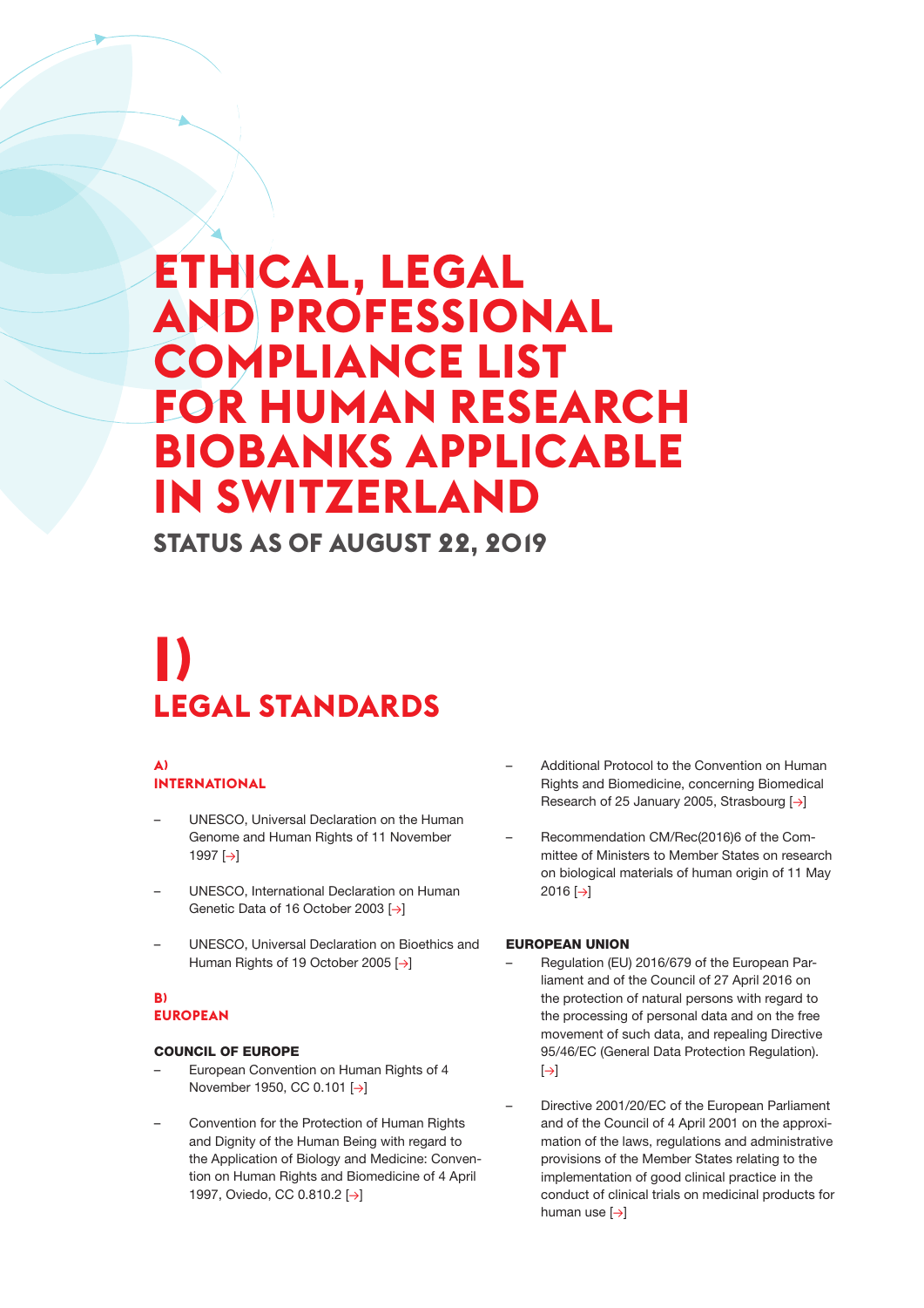# ETHICAL, LEGAL AND PROFESSIONAL COMPLIANCE LIST FOR HUMAN RESEARCH BIOBANKS APPLICABLE IN SWITZERLAND

**STATUS AS OF AUGUST 22, 2019**

## I) LEGAL STANDARDS

### A) INTERNATIONAL

- UNESCO, Universal Declaration on the Human Genome and Human Rights of 11 November 1997 [→]
- UNESCO, International Declaration on Human Genetic Data of 16 October 2003 [→]
- UNESCO, Universal Declaration on Bioethics and Human Rights of 19 October 2005 [→]

### B) EUROPEAN

#### COUNCIL OF EUROPE

- European Convention on Human Rights of 4 November 1950, CC 0.101 [→]
- Convention for the Protection of Human Rights and Dignity of the Human Being with regard to the Application of Biology and Medicine: Convention on Human Rights and Biomedicine of 4 April 1997, Oviedo, CC 0.810.2 [→]
- Additional Protocol to the Convention on Human Rights and Biomedicine, concerning Biomedical Research of 25 January 2005, Strasbourg [→]
- Recommendation CM/Rec(2016)6 of the Committee of Ministers to Member States on research on biological materials of human origin of 11 May 2016 [→]

#### EUROPEAN UNION

- Regulation (EU) 2016/679 of the European Parliament and of the Council of 27 April 2016 on the protection of natural persons with regard to the processing of personal data and on the free movement of such data, and repealing Directive 95/46/EC (General Data Protection Regulation). [→]
- Directive 2001/20/EC of the European Parliament and of the Council of 4 April 2001 on the approximation of the laws, regulations and administrative provisions of the Member States relating to the implementation of good clinical practice in the conduct of clinical trials on medicinal products for human use [→]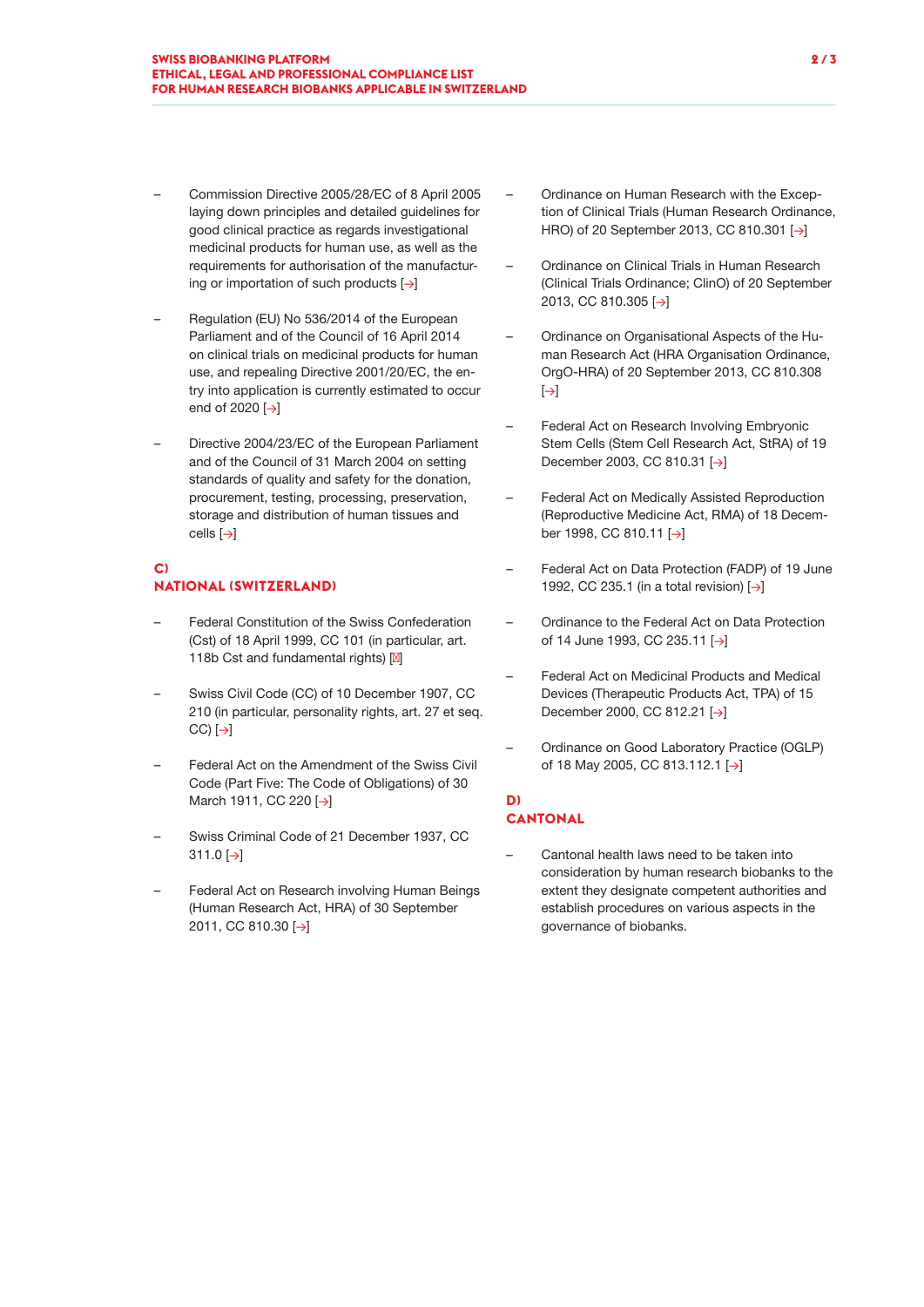- Commission Directive 2005/28/EC of 8 April 2005 laying down principles and detailed guidelines for good clinical practice as regards investigational medicinal products for human use, as well as the requirements for authorisation of the manufacturing or importation of such products [→]

- Regulation (EU) No 536/2014 of the European Parliament and of the Council of 16 April 2014 on clinical trials on medicinal products for human use, and repealing Directive 2001/20/EC, the entry into application is currently estimated to occur end of 2020 [→]

- Directive 2004/23/EC of the European Parliament and of the Council of 31 March 2004 on setting standards of quality and safety for the donation, procurement, testing, processing, preservation, storage and distribution of human tissues and cells [→]

## C) NATIONAL (SWITZERLAND)

- Federal Constitution of the Swiss Confederation (Cst) of 18 April 1999, CC 101 (in particular, art. 118b Cst and fundamental rights) [→]

- Swiss Civil Code (CC) of 10 December 1907, CC 210 (in particular, personality rights, art. 27 et seq. CC) [→]

- Federal Act on the Amendment of the Swiss Civil Code (Part Five: The Code of Obligations) of 30 March 1911, CC 220 [→]

- Swiss Criminal Code of 21 December 1937, CC 311.0 [→]

- Federal Act on Research involving Human Beings (Human Research Act, HRA) of 30 September 2011, CC 810.30 [→]

- Ordinance on Human Research with the Exception of Clinical Trials (Human Research Ordinance, HRO) of 20 September 2013, CC 810.301 [→]

- Ordinance on Clinical Trials in Human Research (Clinical Trials Ordinance; ClinO) of 20 September 2013, CC 810.305 [→]

- Ordinance on Organisational Aspects of the Human Research Act (HRA Organisation Ordinance, OrgO-HRA) of 20 September 2013, CC 810.308 [→]

- Federal Act on Research Involving Embryonic Stem Cells (Stem Cell Research Act, StRA) of 19 December 2003, CC 810.31 [→]

- Federal Act on Medically Assisted Reproduction (Reproductive Medicine Act, RMA) of 18 December 1998, CC 810.11 [→]

- Federal Act on Data Protection (FADP) of 19 June 1992, CC 235.1 (in a total revision) [→]

- Ordinance to the Federal Act on Data Protection of 14 June 1993, CC 235.11 [→]

- Federal Act on Medicinal Products and Medical Devices (Therapeutic Products Act, TPA) of 15 December 2000, CC 812.21 [→]

- Ordinance on Good Laboratory Practice (OGLP) of 18 May 2005, CC 813.112.1 [→]

## D) CANTONAL

- Cantonal health laws need to be taken into consideration by human research biobanks to the extent they designate competent authorities and establish procedures on various aspects in the governance of biobanks.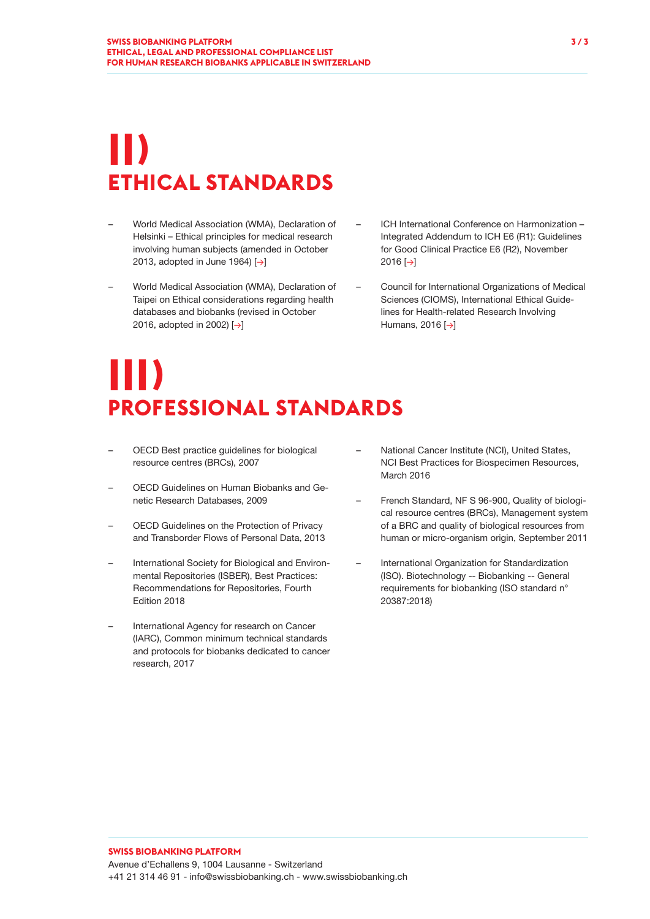# II) ETHICAL STANDARDS

- World Medical Association (WMA), Declaration of Helsinki – Ethical principles for medical research involving human subjects (amended in October 2013, adopted in June 1964) [→]
- World Medical Association (WMA), Declaration of Taipei on Ethical considerations regarding health databases and biobanks (revised in October 2016, adopted in 2002) [→]
- ICH International Conference on Harmonization – Integrated Addendum to ICH E6 (R1): Guidelines for Good Clinical Practice E6 (R2), November 2016 [→]
- Council for International Organizations of Medical Sciences (CIOMS), International Ethical Guidelines for Health-related Research Involving Humans, 2016 [→]

# III) PROFESSIONAL STANDARDS

- OECD Best practice guidelines for biological resource centres (BRCs), 2007
- OECD Guidelines on Human Biobanks and Genetic Research Databases, 2009
- OECD Guidelines on the Protection of Privacy and Transborder Flows of Personal Data, 2013
- International Society for Biological and Environmental Repositories (ISBER), Best Practices: Recommendations for Repositories, Fourth Edition 2018
- International Agency for research on Cancer (IARC), Common minimum technical standards and protocols for biobanks dedicated to cancer research, 2017
- National Cancer Institute (NCI), United States, NCI Best Practices for Biospecimen Resources, March 2016
- French Standard, NF S 96-900, Quality of biological resource centres (BRCs), Management system of a BRC and quality of biological resources from human or micro-organism origin, September 2011
- International Organization for Standardization (ISO). Biotechnology -- Biobanking -- General requirements for biobanking (ISO standard n° 20387:2018)

**SWISS BIOBANKING PLATFORM**
Avenue d'Echallens 9, 1004 Lausanne - Switzerland
+41 21 314 46 91 - info@swissbiobanking.ch - www.swissbiobanking.ch